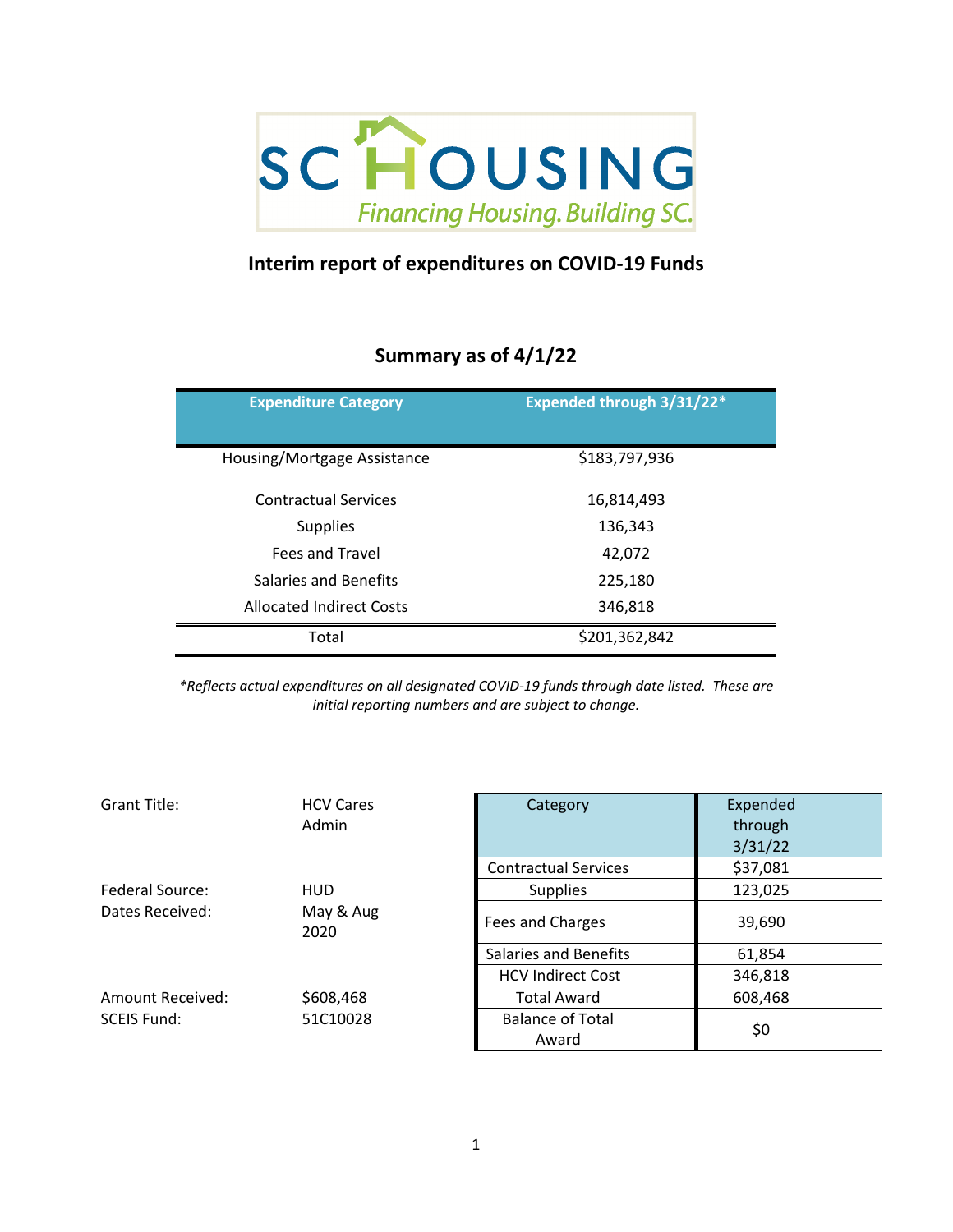SC HOUSING

*Financing Housing. Building SC.*

## Interim report of expenditures on COVID-19 Funds

### Summary as of 4/1/22

| Expenditure Category | Expended through 3/31/22* |
|---|---|
| Housing/Mortgage Assistance | $183,797,936 |
| Contractual Services | 16,814,493 |
| Supplies | 136,343 |
| Fees and Travel | 42,072 |
| Salaries and Benefits | 225,180 |
| Allocated Indirect Costs | 346,818 |
| Total | $201,362,842 |

*\*Reflects actual expenditures on all designated COVID-19 funds through date listed. These are initial reporting numbers and are subject to change.*

Grant Title: HCV Cares Admin

Federal Source: HUD

Dates Received: May & Aug 2020

Amount Received: $608,468

SCEIS Fund: 51C10028

| Category | Expended through 3/31/22 |
|---|---|
| Contractual Services | $37,081 |
| Supplies | 123,025 |
| Fees and Charges | 39,690 |
| Salaries and Benefits | 61,854 |
| HCV Indirect Cost | 346,818 |
| Total Award | 608,468 |
| Balance of Total Award | $0 |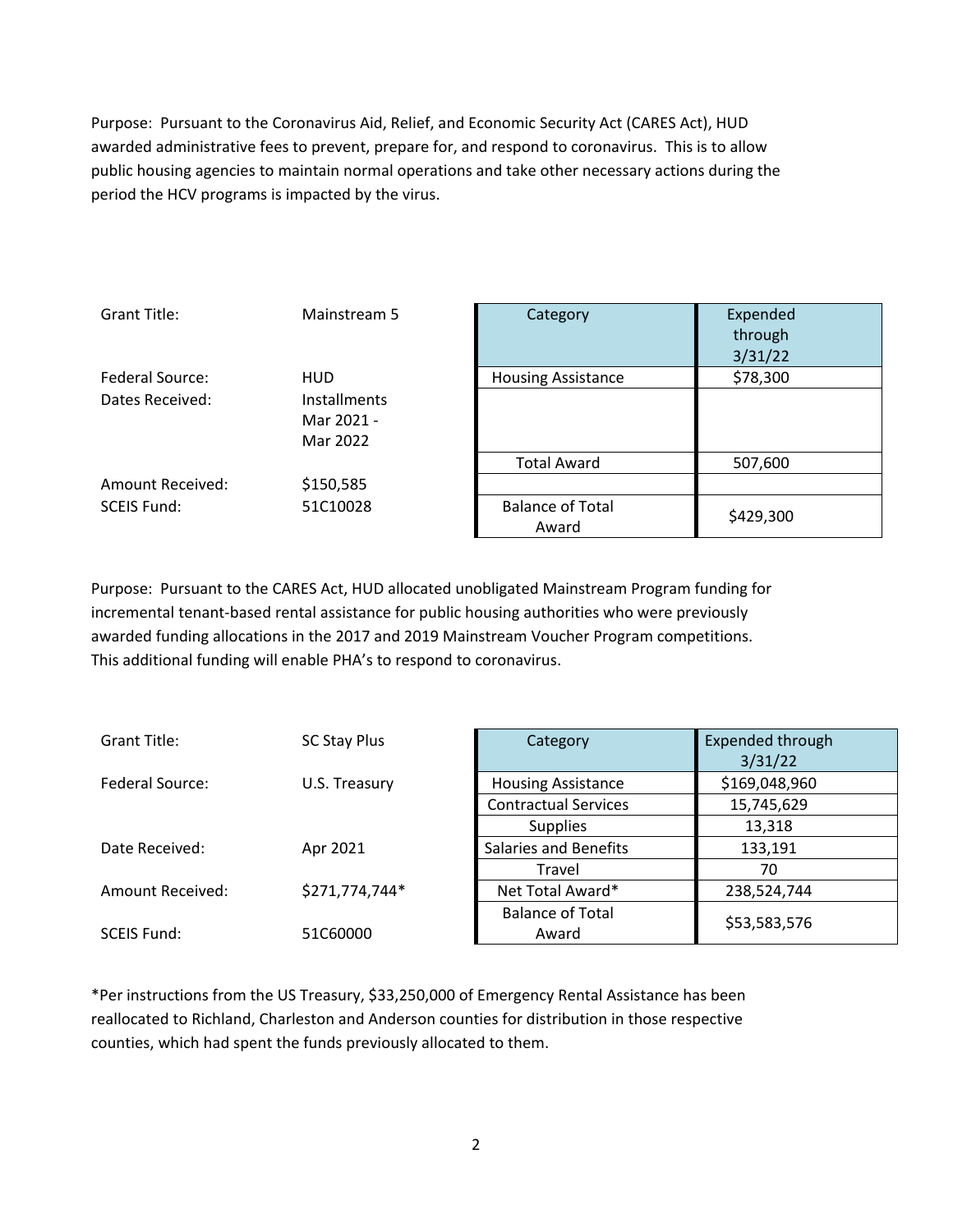Purpose: Pursuant to the Coronavirus Aid, Relief, and Economic Security Act (CARES Act), HUD awarded administrative fees to prevent, prepare for, and respond to coronavirus. This is to allow public housing agencies to maintain normal operations and take other necessary actions during the period the HCV programs is impacted by the virus.

| | |
|---|---|
| Grant Title: | Mainstream 5 |
| Federal Source: | HUD |
| Dates Received: | Installments Mar 2021 - Mar 2022 |
| Amount Received: | $150,585 |
| SCEIS Fund: | 51C10028 |

| Category | Expended through 3/31/22 |
|---|---|
| Housing Assistance | $78,300 |
| | |
| Total Award | 507,600 |
| | |
| Balance of Total Award | $429,300 |

Purpose: Pursuant to the CARES Act, HUD allocated unobligated Mainstream Program funding for incremental tenant-based rental assistance for public housing authorities who were previously awarded funding allocations in the 2017 and 2019 Mainstream Voucher Program competitions. This additional funding will enable PHA's to respond to coronavirus.

| | |
|---|---|
| Grant Title: | SC Stay Plus |
| Federal Source: | U.S. Treasury |
| Date Received: | Apr 2021 |
| Amount Received: | $271,774,744* |
| SCEIS Fund: | 51C60000 |

| Category | Expended through 3/31/22 |
|---|---|
| Housing Assistance | $169,048,960 |
| Contractual Services | 15,745,629 |
| Supplies | 13,318 |
| Salaries and Benefits | 133,191 |
| Travel | 70 |
| Net Total Award* | 238,524,744 |
| Balance of Total Award | $53,583,576 |

*Per instructions from the US Treasury, $33,250,000 of Emergency Rental Assistance has been reallocated to Richland, Charleston and Anderson counties for distribution in those respective counties, which had spent the funds previously allocated to them.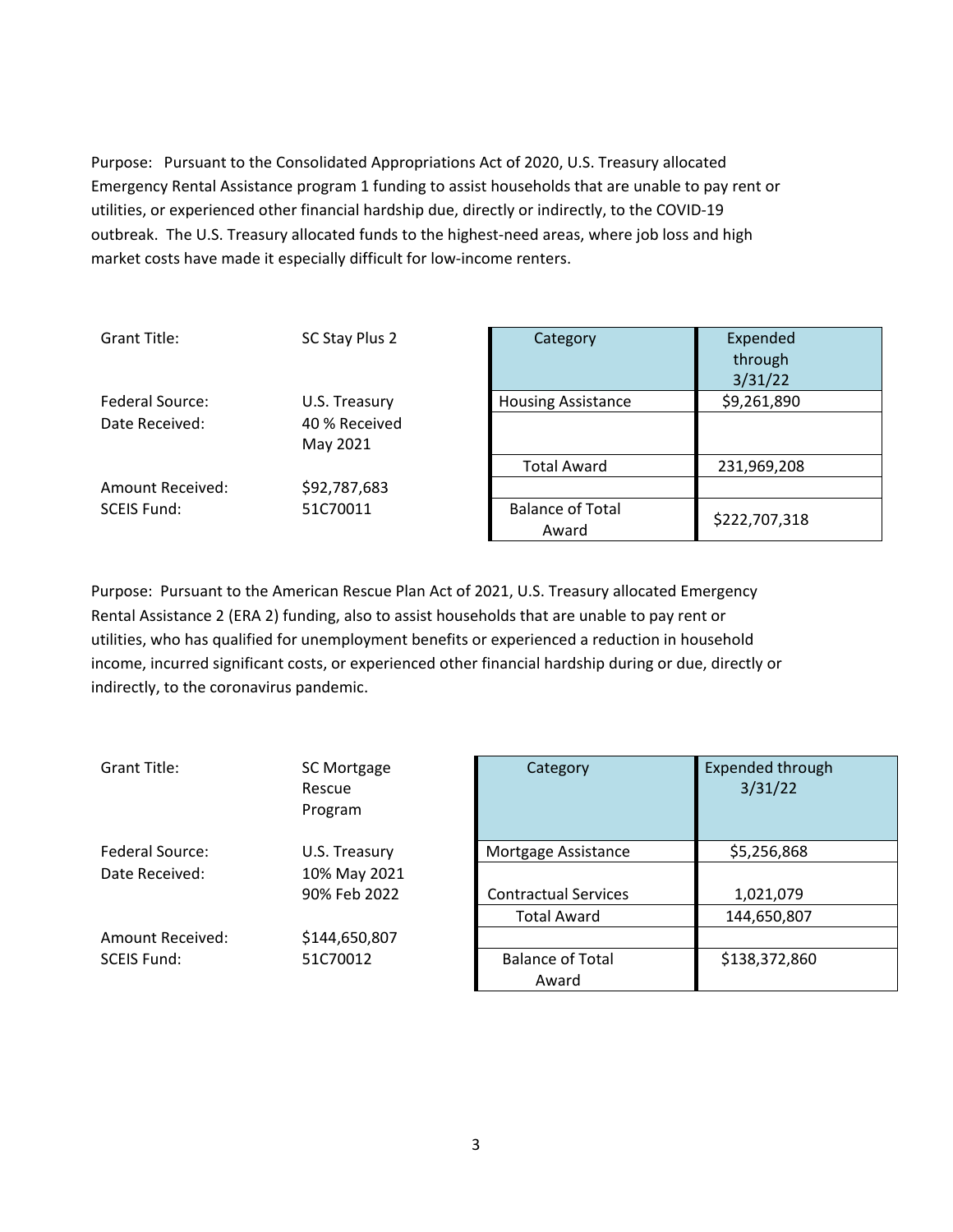Purpose: Pursuant to the Consolidated Appropriations Act of 2020, U.S. Treasury allocated Emergency Rental Assistance program 1 funding to assist households that are unable to pay rent or utilities, or experienced other financial hardship due, directly or indirectly, to the COVID-19 outbreak. The U.S. Treasury allocated funds to the highest-need areas, where job loss and high market costs have made it especially difficult for low-income renters.

| | |
|---|---|
| Grant Title: | SC Stay Plus 2 |
| Federal Source: | U.S. Treasury |
| Date Received: | 40 % Received May 2021 |
| Amount Received: | $92,787,683 |
| SCEIS Fund: | 51C70011 |

| Category | Expended through 3/31/22 |
|---|---|
| Housing Assistance | $9,261,890 |
| | |
| Total Award | 231,969,208 |
| | |
| Balance of Total Award | $222,707,318 |

Purpose: Pursuant to the American Rescue Plan Act of 2021, U.S. Treasury allocated Emergency Rental Assistance 2 (ERA 2) funding, also to assist households that are unable to pay rent or utilities, who has qualified for unemployment benefits or experienced a reduction in household income, incurred significant costs, or experienced other financial hardship during or due, directly or indirectly, to the coronavirus pandemic.

| | |
|---|---|
| Grant Title: | SC Mortgage Rescue Program |
| Federal Source: | U.S. Treasury |
| Date Received: | 10% May 2021<br>90% Feb 2022 |
| Amount Received: | $144,650,807 |
| SCEIS Fund: | 51C70012 |

| Category | Expended through 3/31/22 |
|---|---|
| Mortgage Assistance | $5,256,868 |
| Contractual Services | 1,021,079 |
| Total Award | 144,650,807 |
| | |
| Balance of Total Award | $138,372,860 |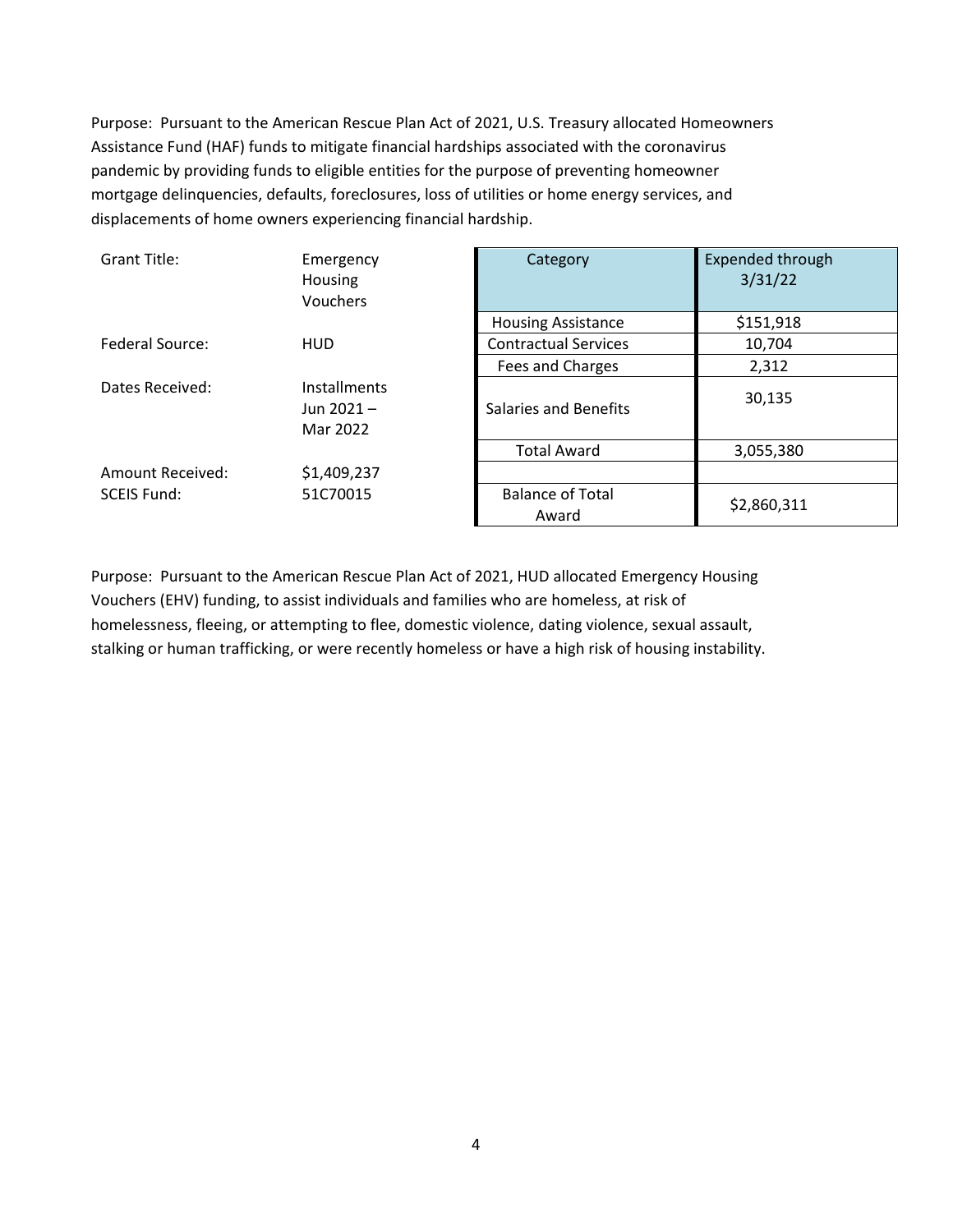Purpose: Pursuant to the American Rescue Plan Act of 2021, U.S. Treasury allocated Homeowners Assistance Fund (HAF) funds to mitigate financial hardships associated with the coronavirus pandemic by providing funds to eligible entities for the purpose of preventing homeowner mortgage delinquencies, defaults, foreclosures, loss of utilities or home energy services, and displacements of home owners experiencing financial hardship.

| | |
|---|---|
| Grant Title: | Emergency Housing Vouchers |
| Federal Source: | HUD |
| Dates Received: | Installments Jun 2021 – Mar 2022 |
| Amount Received: | $1,409,237 |
| SCEIS Fund: | 51C70015 |

| Category | Expended through 3/31/22 |
|---|---|
| Housing Assistance | $151,918 |
| Contractual Services | 10,704 |
| Fees and Charges | 2,312 |
| Salaries and Benefits | 30,135 |
| Total Award | 3,055,380 |
| | |
| Balance of Total Award | $2,860,311 |

Purpose: Pursuant to the American Rescue Plan Act of 2021, HUD allocated Emergency Housing Vouchers (EHV) funding, to assist individuals and families who are homeless, at risk of homelessness, fleeing, or attempting to flee, domestic violence, dating violence, sexual assault, stalking or human trafficking, or were recently homeless or have a high risk of housing instability.